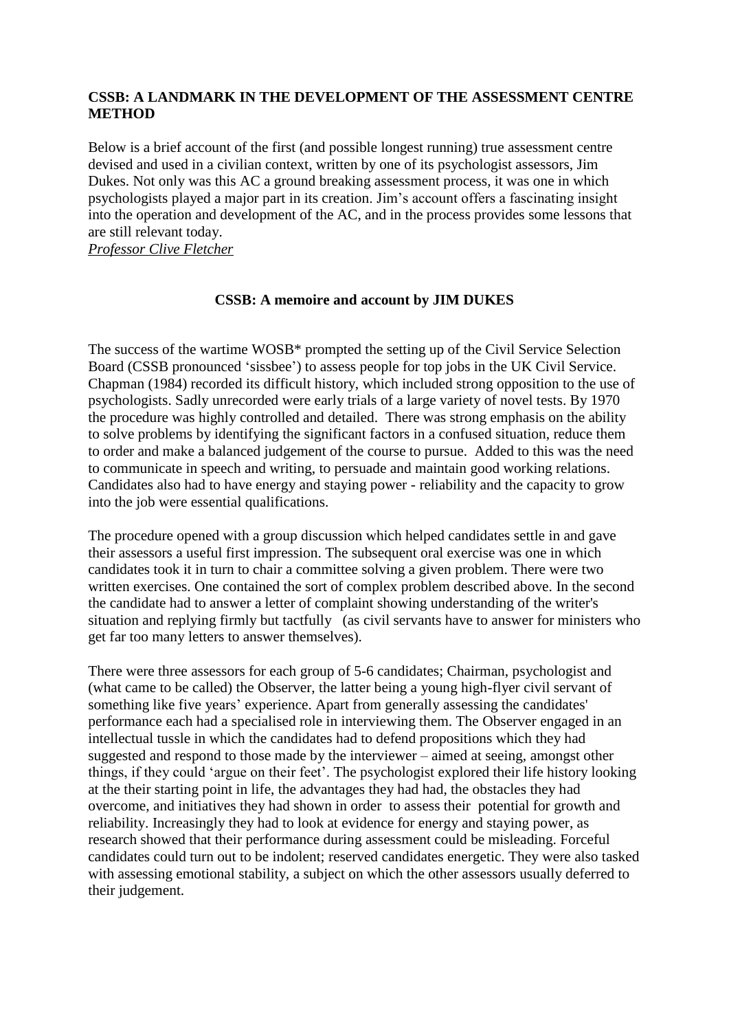**CSSB: A LANDMARK IN THE DEVELOPMENT OF THE ASSESSMENT CENTRE METHOD**

Below is a brief account of the first (and possible longest running) true assessment centre devised and used in a civilian context, written by one of its psychologist assessors, Jim Dukes. Not only was this AC a ground breaking assessment process, it was one in which psychologists played a major part in its creation. Jim's account offers a fascinating insight into the operation and development of the AC, and in the process provides some lessons that are still relevant today.

*Professor Clive Fletcher*

**CSSB: A memoire and account by JIM DUKES**

The success of the wartime WOSB* prompted the setting up of the Civil Service Selection Board (CSSB pronounced 'sissbee') to assess people for top jobs in the UK Civil Service. Chapman (1984) recorded its difficult history, which included strong opposition to the use of psychologists. Sadly unrecorded were early trials of a large variety of novel tests. By 1970 the procedure was highly controlled and detailed. There was strong emphasis on the ability to solve problems by identifying the significant factors in a confused situation, reduce them to order and make a balanced judgement of the course to pursue. Added to this was the need to communicate in speech and writing, to persuade and maintain good working relations. Candidates also had to have energy and staying power - reliability and the capacity to grow into the job were essential qualifications.

The procedure opened with a group discussion which helped candidates settle in and gave their assessors a useful first impression. The subsequent oral exercise was one in which candidates took it in turn to chair a committee solving a given problem. There were two written exercises. One contained the sort of complex problem described above. In the second the candidate had to answer a letter of complaint showing understanding of the writer's situation and replying firmly but tactfully (as civil servants have to answer for ministers who get far too many letters to answer themselves).

There were three assessors for each group of 5-6 candidates; Chairman, psychologist and (what came to be called) the Observer, the latter being a young high-flyer civil servant of something like five years' experience. Apart from generally assessing the candidates' performance each had a specialised role in interviewing them. The Observer engaged in an intellectual tussle in which the candidates had to defend propositions which they had suggested and respond to those made by the interviewer – aimed at seeing, amongst other things, if they could 'argue on their feet'. The psychologist explored their life history looking at the their starting point in life, the advantages they had had, the obstacles they had overcome, and initiatives they had shown in order to assess their potential for growth and reliability. Increasingly they had to look at evidence for energy and staying power, as research showed that their performance during assessment could be misleading. Forceful candidates could turn out to be indolent; reserved candidates energetic. They were also tasked with assessing emotional stability, a subject on which the other assessors usually deferred to their judgement.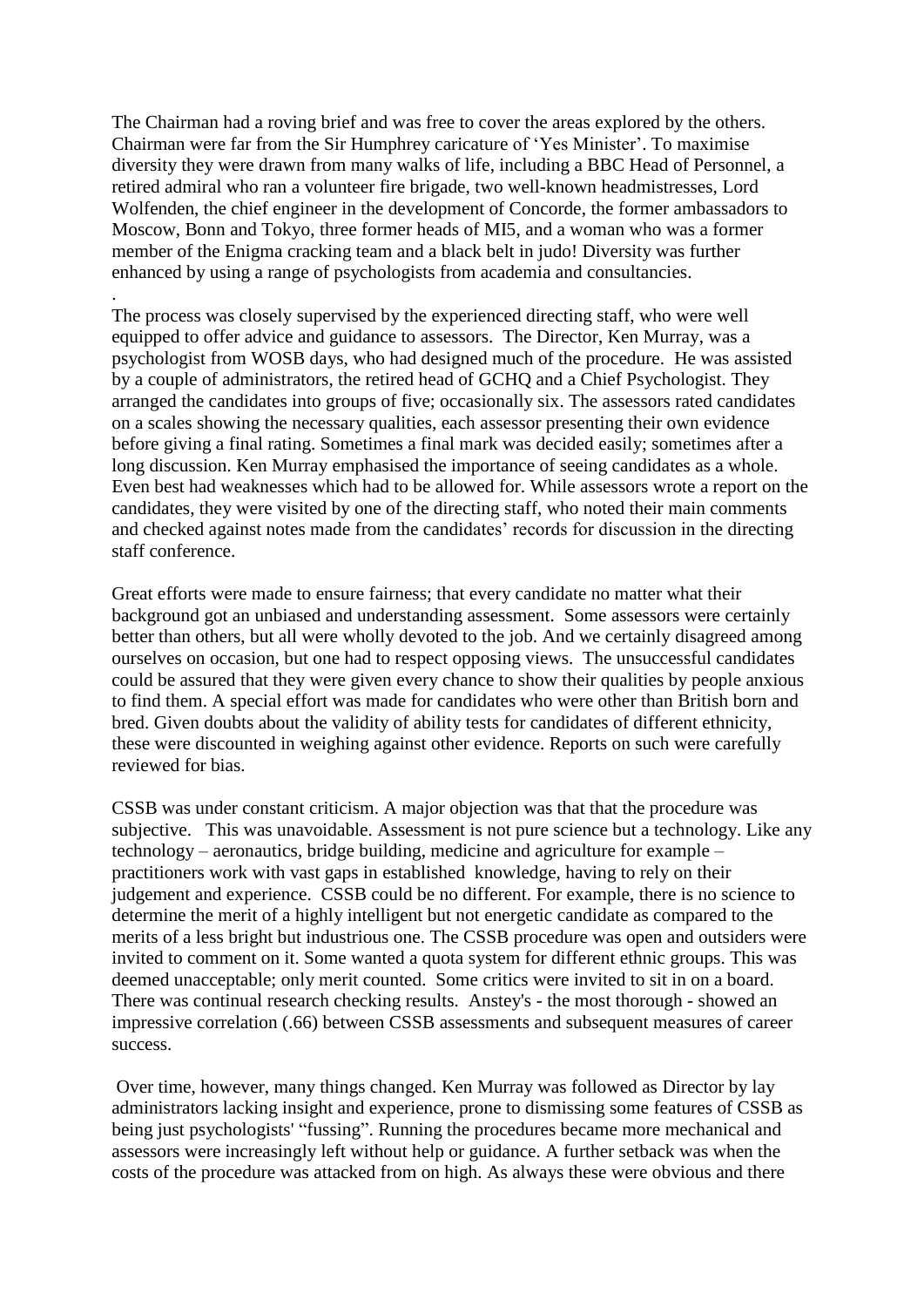The Chairman had a roving brief and was free to cover the areas explored by the others. Chairman were far from the Sir Humphrey caricature of 'Yes Minister'. To maximise diversity they were drawn from many walks of life, including a BBC Head of Personnel, a retired admiral who ran a volunteer fire brigade, two well-known headmistresses, Lord Wolfenden, the chief engineer in the development of Concorde, the former ambassadors to Moscow, Bonn and Tokyo, three former heads of MI5, and a woman who was a former member of the Enigma cracking team and a black belt in judo! Diversity was further enhanced by using a range of psychologists from academia and consultancies.
.
The process was closely supervised by the experienced directing staff, who were well equipped to offer advice and guidance to assessors. The Director, Ken Murray, was a psychologist from WOSB days, who had designed much of the procedure. He was assisted by a couple of administrators, the retired head of GCHQ and a Chief Psychologist. They arranged the candidates into groups of five; occasionally six. The assessors rated candidates on a scales showing the necessary qualities, each assessor presenting their own evidence before giving a final rating. Sometimes a final mark was decided easily; sometimes after a long discussion. Ken Murray emphasised the importance of seeing candidates as a whole. Even best had weaknesses which had to be allowed for. While assessors wrote a report on the candidates, they were visited by one of the directing staff, who noted their main comments and checked against notes made from the candidates' records for discussion in the directing staff conference.

Great efforts were made to ensure fairness; that every candidate no matter what their background got an unbiased and understanding assessment. Some assessors were certainly better than others, but all were wholly devoted to the job. And we certainly disagreed among ourselves on occasion, but one had to respect opposing views. The unsuccessful candidates could be assured that they were given every chance to show their qualities by people anxious to find them. A special effort was made for candidates who were other than British born and bred. Given doubts about the validity of ability tests for candidates of different ethnicity, these were discounted in weighing against other evidence. Reports on such were carefully reviewed for bias.

CSSB was under constant criticism. A major objection was that that the procedure was subjective. This was unavoidable. Assessment is not pure science but a technology. Like any technology – aeronautics, bridge building, medicine and agriculture for example – practitioners work with vast gaps in established knowledge, having to rely on their judgement and experience. CSSB could be no different. For example, there is no science to determine the merit of a highly intelligent but not energetic candidate as compared to the merits of a less bright but industrious one. The CSSB procedure was open and outsiders were invited to comment on it. Some wanted a quota system for different ethnic groups. This was deemed unacceptable; only merit counted. Some critics were invited to sit in on a board. There was continual research checking results. Anstey's - the most thorough - showed an impressive correlation (.66) between CSSB assessments and subsequent measures of career success.

Over time, however, many things changed. Ken Murray was followed as Director by lay administrators lacking insight and experience, prone to dismissing some features of CSSB as being just psychologists' "fussing". Running the procedures became more mechanical and assessors were increasingly left without help or guidance. A further setback was when the costs of the procedure was attacked from on high. As always these were obvious and there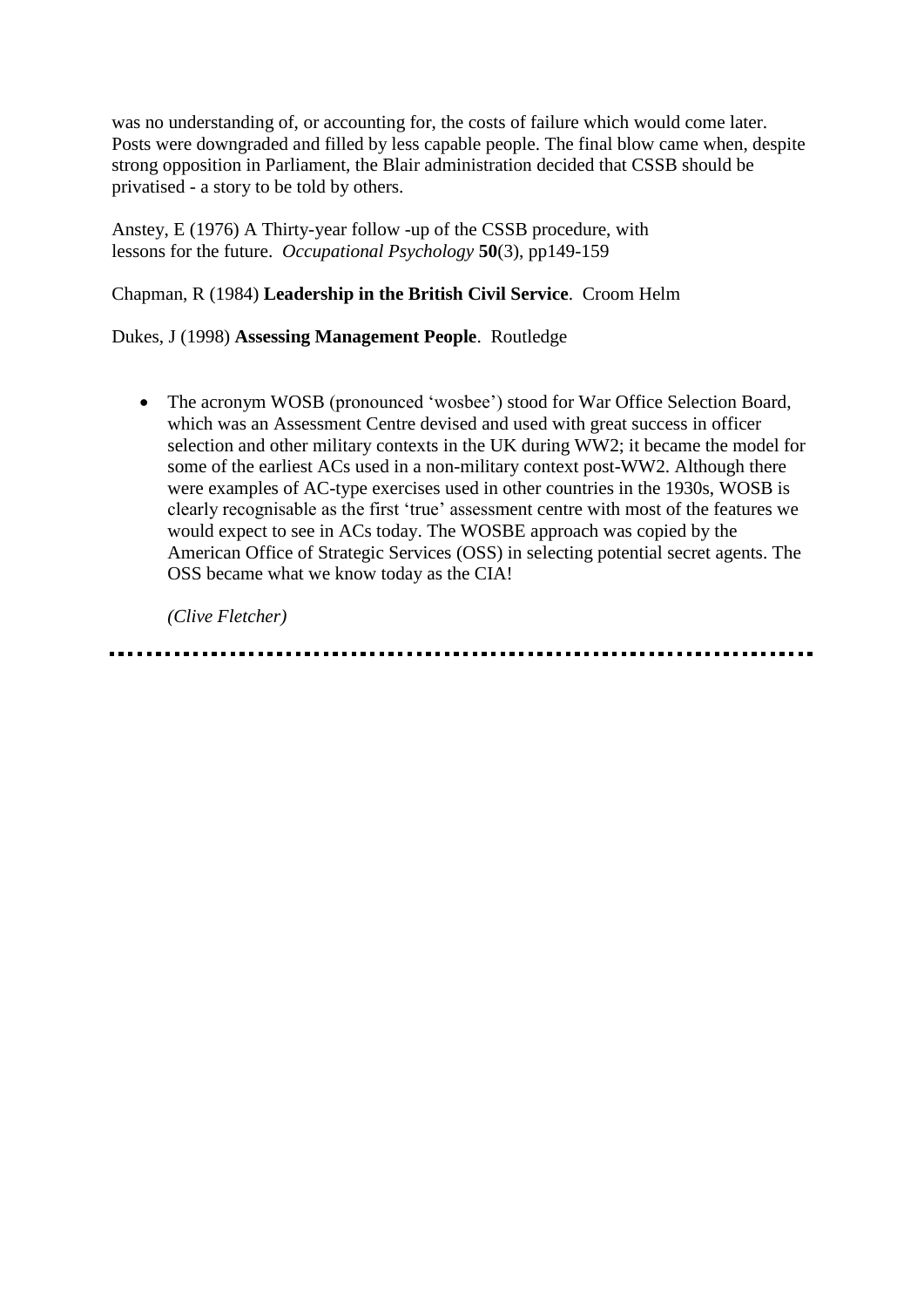was no understanding of, or accounting for, the costs of failure which would come later. Posts were downgraded and filled by less capable people. The final blow came when, despite strong opposition in Parliament, the Blair administration decided that CSSB should be privatised - a story to be told by others.

Anstey, E (1976) A Thirty-year follow -up of the CSSB procedure, with lessons for the future. *Occupational Psychology* **50**(3), pp149-159

Chapman, R (1984) **Leadership in the British Civil Service**. Croom Helm

Dukes, J (1998) **Assessing Management People**. Routledge

- The acronym WOSB (pronounced 'wosbee') stood for War Office Selection Board, which was an Assessment Centre devised and used with great success in officer selection and other military contexts in the UK during WW2; it became the model for some of the earliest ACs used in a non-military context post-WW2. Although there were examples of AC-type exercises used in other countries in the 1930s, WOSB is clearly recognisable as the first 'true' assessment centre with most of the features we would expect to see in ACs today. The WOSBE approach was copied by the American Office of Strategic Services (OSS) in selecting potential secret agents. The OSS became what we know today as the CIA!

  *(Clive Fletcher)*